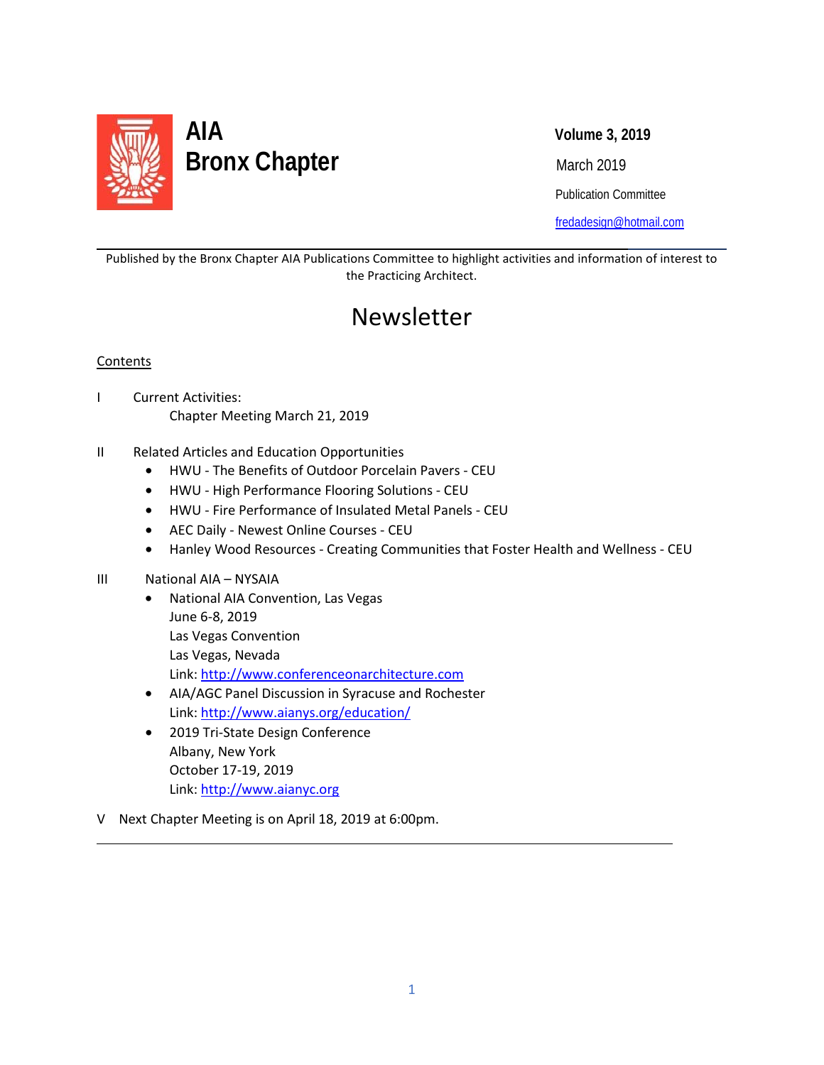# AIA
# Bronx Chapter

**Volume 3, 2019**

March 2019

Publication Committee

fredadesign@hotmail.com

---

Published by the Bronx Chapter AIA Publications Committee to highlight activities and information of interest to the Practicing Architect.

# Newsletter

Contents

I Current Activities:
  Chapter Meeting March 21, 2019

II Related Articles and Education Opportunities
- HWU - The Benefits of Outdoor Porcelain Pavers - CEU
- HWU - High Performance Flooring Solutions - CEU
- HWU - Fire Performance of Insulated Metal Panels - CEU
- AEC Daily - Newest Online Courses - CEU
- Hanley Wood Resources - Creating Communities that Foster Health and Wellness - CEU

III National AIA – NYSAIA
- National AIA Convention, Las Vegas
  June 6-8, 2019
  Las Vegas Convention
  Las Vegas, Nevada
  Link: http://www.conferenceonarchitecture.com
- AIA/AGC Panel Discussion in Syracuse and Rochester
  Link: http://www.aianys.org/education/
- 2019 Tri-State Design Conference
  Albany, New York
  October 17-19, 2019
  Link: http://www.aianyc.org

V Next Chapter Meeting is on April 18, 2019 at 6:00pm.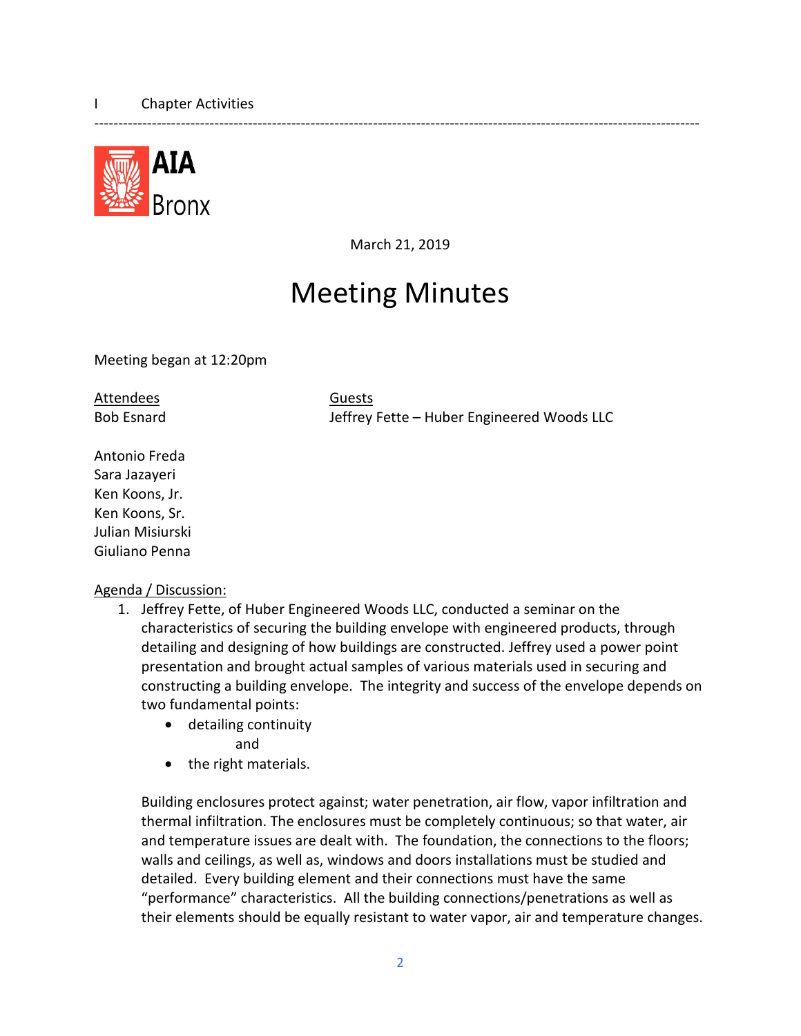I Chapter Activities

---

AIA Bronx

March 21, 2019

# Meeting Minutes

Meeting began at 12:20pm

| Attendees | Guests |
|---|---|
| Bob Esnard | Jeffrey Fette – Huber Engineered Woods LLC |
| | |
| Antonio Freda | |
| Sara Jazayeri | |
| Ken Koons, Jr. | |
| Ken Koons, Sr. | |
| Julian Misiurski | |
| Giuliano Penna | |

Agenda / Discussion:

1. Jeffrey Fette, of Huber Engineered Woods LLC, conducted a seminar on the characteristics of securing the building envelope with engineered products, through detailing and designing of how buildings are constructed. Jeffrey used a power point presentation and brought actual samples of various materials used in securing and constructing a building envelope. The integrity and success of the envelope depends on two fundamental points:

   - detailing continuity

     and
   - the right materials.

   Building enclosures protect against; water penetration, air flow, vapor infiltration and thermal infiltration. The enclosures must be completely continuous; so that water, air and temperature issues are dealt with. The foundation, the connections to the floors; walls and ceilings, as well as, windows and doors installations must be studied and detailed. Every building element and their connections must have the same "performance" characteristics. All the building connections/penetrations as well as their elements should be equally resistant to water vapor, air and temperature changes.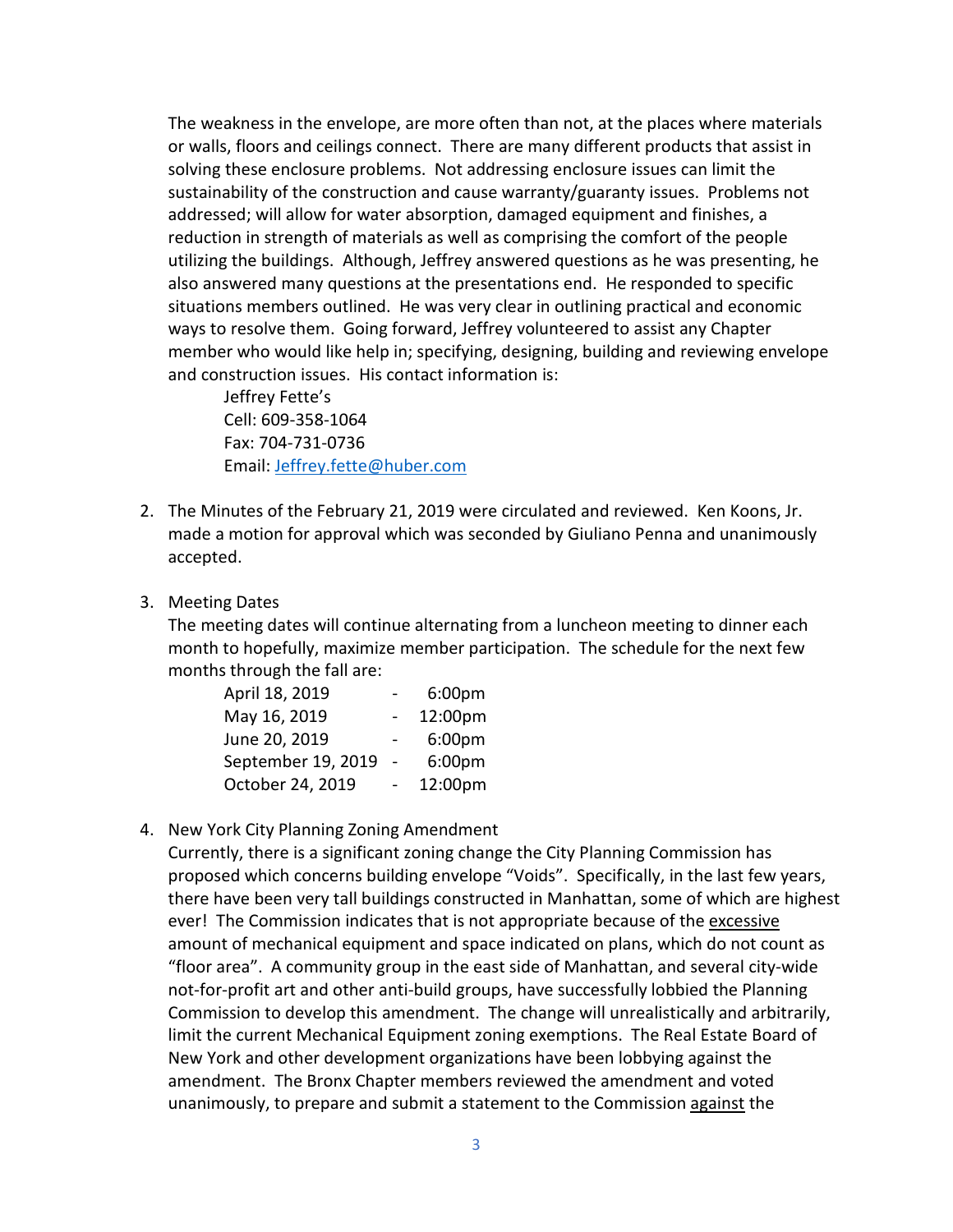The weakness in the envelope, are more often than not, at the places where materials or walls, floors and ceilings connect. There are many different products that assist in solving these enclosure problems. Not addressing enclosure issues can limit the sustainability of the construction and cause warranty/guaranty issues. Problems not addressed; will allow for water absorption, damaged equipment and finishes, a reduction in strength of materials as well as comprising the comfort of the people utilizing the buildings. Although, Jeffrey answered questions as he was presenting, he also answered many questions at the presentations end. He responded to specific situations members outlined. He was very clear in outlining practical and economic ways to resolve them. Going forward, Jeffrey volunteered to assist any Chapter member who would like help in; specifying, designing, building and reviewing envelope and construction issues. His contact information is:

Jeffrey Fette's
Cell: 609-358-1064
Fax: 704-731-0736
Email: [Jeffrey.fette@huber.com](mailto:Jeffrey.fette@huber.com)

2. The Minutes of the February 21, 2019 were circulated and reviewed. Ken Koons, Jr. made a motion for approval which was seconded by Giuliano Penna and unanimously accepted.

3. Meeting Dates
   The meeting dates will continue alternating from a luncheon meeting to dinner each month to hopefully, maximize member participation. The schedule for the next few months through the fall are:

   April 18, 2019 - 6:00pm
   May 16, 2019 - 12:00pm
   June 20, 2019 - 6:00pm
   September 19, 2019 - 6:00pm
   October 24, 2019 - 12:00pm

4. New York City Planning Zoning Amendment
   Currently, there is a significant zoning change the City Planning Commission has proposed which concerns building envelope "Voids". Specifically, in the last few years, there have been very tall buildings constructed in Manhattan, some of which are highest ever! The Commission indicates that is not appropriate because of the <u>excessive</u> amount of mechanical equipment and space indicated on plans, which do not count as "floor area". A community group in the east side of Manhattan, and several city-wide not-for-profit art and other anti-build groups, have successfully lobbied the Planning Commission to develop this amendment. The change will unrealistically and arbitrarily, limit the current Mechanical Equipment zoning exemptions. The Real Estate Board of New York and other development organizations have been lobbying against the amendment. The Bronx Chapter members reviewed the amendment and voted unanimously, to prepare and submit a statement to the Commission <u>against</u> the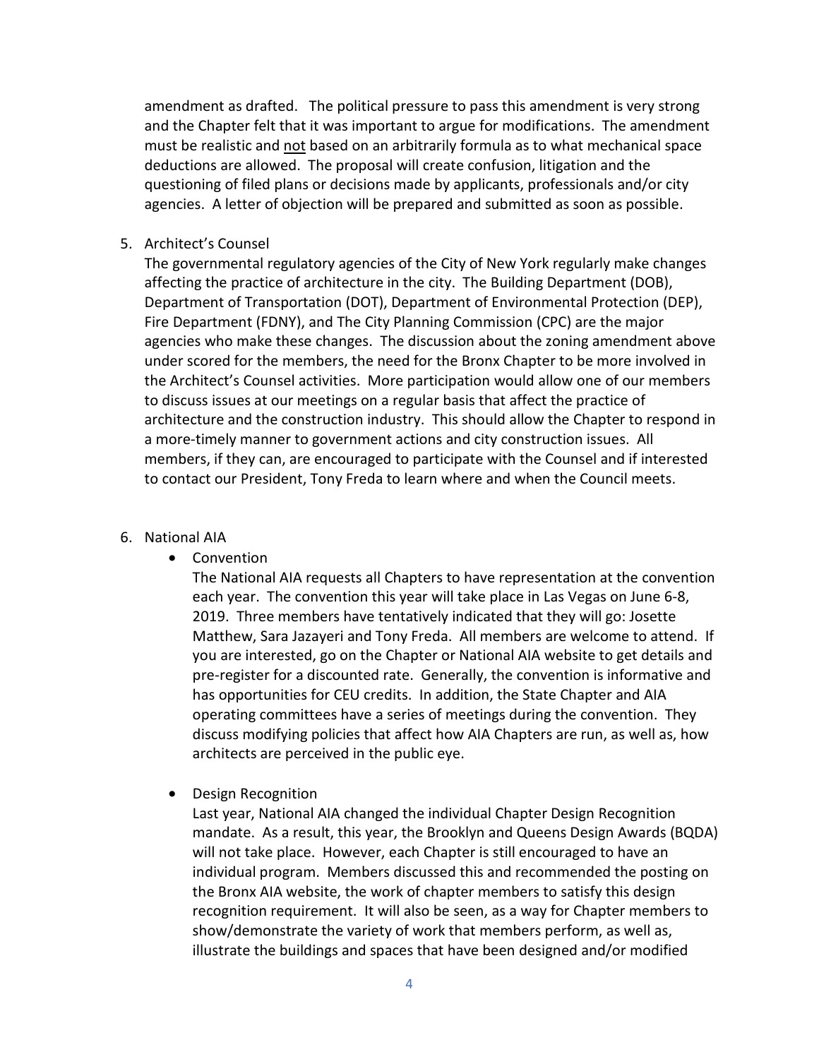amendment as drafted. The political pressure to pass this amendment is very strong and the Chapter felt that it was important to argue for modifications. The amendment must be realistic and <u>not</u> based on an arbitrarily formula as to what mechanical space deductions are allowed. The proposal will create confusion, litigation and the questioning of filed plans or decisions made by applicants, professionals and/or city agencies. A letter of objection will be prepared and submitted as soon as possible.

5. Architect's Counsel

   The governmental regulatory agencies of the City of New York regularly make changes affecting the practice of architecture in the city. The Building Department (DOB), Department of Transportation (DOT), Department of Environmental Protection (DEP), Fire Department (FDNY), and The City Planning Commission (CPC) are the major agencies who make these changes. The discussion about the zoning amendment above under scored for the members, the need for the Bronx Chapter to be more involved in the Architect's Counsel activities. More participation would allow one of our members to discuss issues at our meetings on a regular basis that affect the practice of architecture and the construction industry. This should allow the Chapter to respond in a more-timely manner to government actions and city construction issues. All members, if they can, are encouraged to participate with the Counsel and if interested to contact our President, Tony Freda to learn where and when the Council meets.

6. National AIA

   - Convention

     The National AIA requests all Chapters to have representation at the convention each year. The convention this year will take place in Las Vegas on June 6-8, 2019. Three members have tentatively indicated that they will go: Josette Matthew, Sara Jazayeri and Tony Freda. All members are welcome to attend. If you are interested, go on the Chapter or National AIA website to get details and pre-register for a discounted rate. Generally, the convention is informative and has opportunities for CEU credits. In addition, the State Chapter and AIA operating committees have a series of meetings during the convention. They discuss modifying policies that affect how AIA Chapters are run, as well as, how architects are perceived in the public eye.

   - Design Recognition

     Last year, National AIA changed the individual Chapter Design Recognition mandate. As a result, this year, the Brooklyn and Queens Design Awards (BQDA) will not take place. However, each Chapter is still encouraged to have an individual program. Members discussed this and recommended the posting on the Bronx AIA website, the work of chapter members to satisfy this design recognition requirement. It will also be seen, as a way for Chapter members to show/demonstrate the variety of work that members perform, as well as, illustrate the buildings and spaces that have been designed and/or modified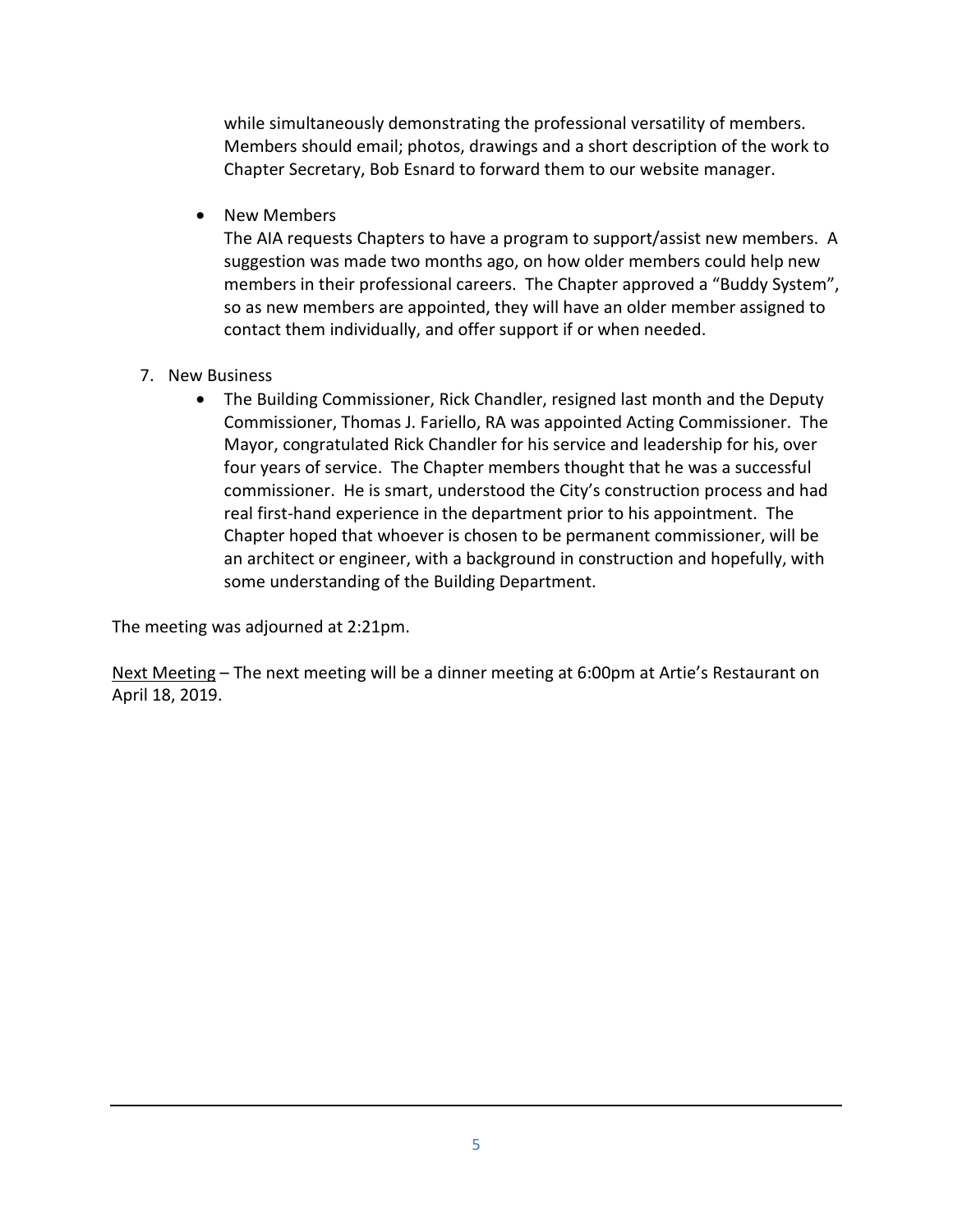while simultaneously demonstrating the professional versatility of members. Members should email; photos, drawings and a short description of the work to Chapter Secretary, Bob Esnard to forward them to our website manager.

- New Members

  The AIA requests Chapters to have a program to support/assist new members. A suggestion was made two months ago, on how older members could help new members in their professional careers. The Chapter approved a "Buddy System", so as new members are appointed, they will have an older member assigned to contact them individually, and offer support if or when needed.

7. New Business
   - The Building Commissioner, Rick Chandler, resigned last month and the Deputy Commissioner, Thomas J. Fariello, RA was appointed Acting Commissioner. The Mayor, congratulated Rick Chandler for his service and leadership for his, over four years of service. The Chapter members thought that he was a successful commissioner. He is smart, understood the City's construction process and had real first-hand experience in the department prior to his appointment. The Chapter hoped that whoever is chosen to be permanent commissioner, will be an architect or engineer, with a background in construction and hopefully, with some understanding of the Building Department.

The meeting was adjourned at 2:21pm.

<u>Next Meeting</u> – The next meeting will be a dinner meeting at 6:00pm at Artie's Restaurant on April 18, 2019.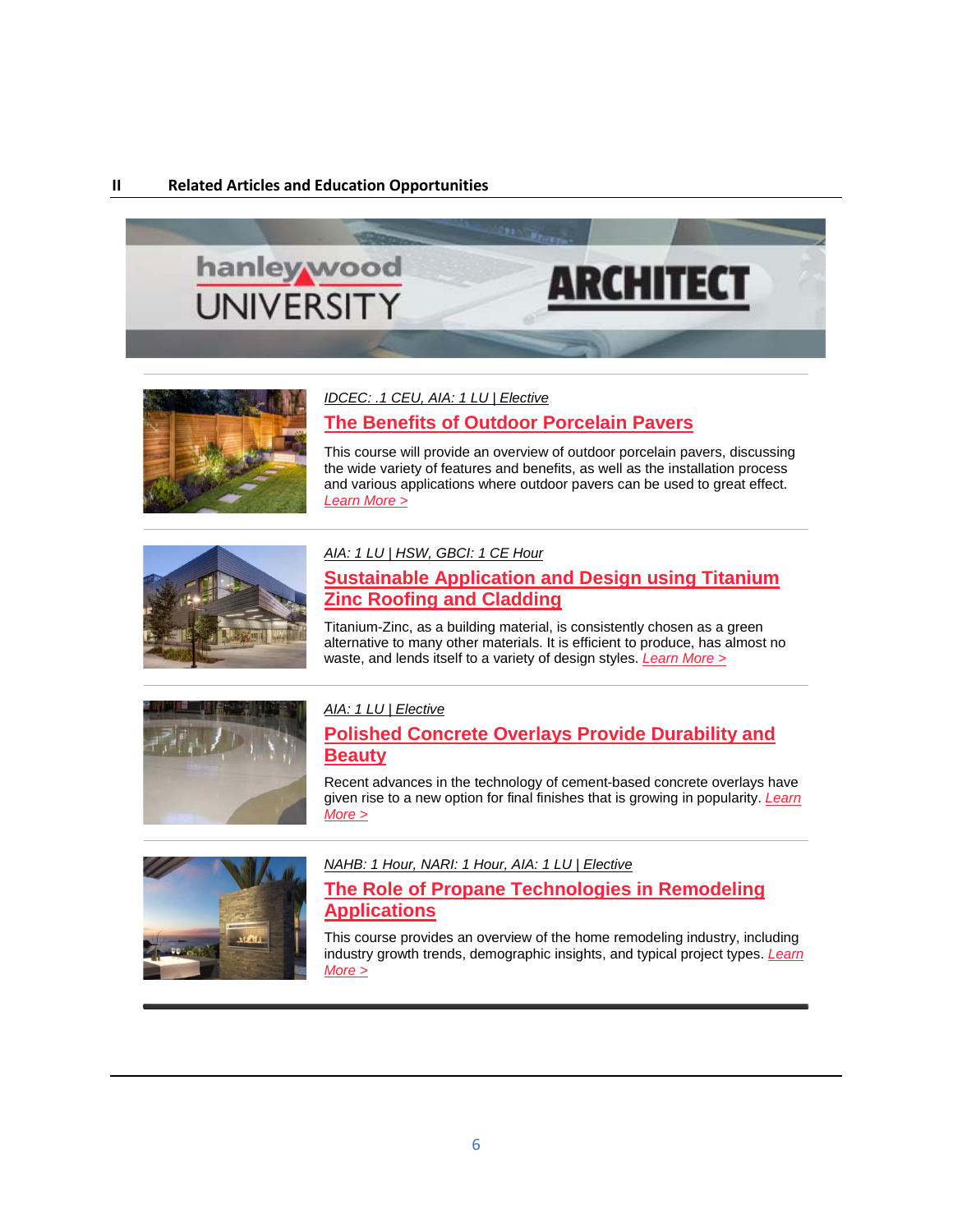## II Related Articles and Education Opportunities

hanley wood UNIVERSITY ARCHITECT

*IDCEC: .1 CEU, AIA: 1 LU | Elective*

### The Benefits of Outdoor Porcelain Pavers

This course will provide an overview of outdoor porcelain pavers, discussing the wide variety of features and benefits, as well as the installation process and various applications where outdoor pavers can be used to great effect. *Learn More >*

*AIA: 1 LU | HSW, GBCI: 1 CE Hour*

### Sustainable Application and Design using Titanium Zinc Roofing and Cladding

Titanium-Zinc, as a building material, is consistently chosen as a green alternative to many other materials. It is efficient to produce, has almost no waste, and lends itself to a variety of design styles. *Learn More >*

*AIA: 1 LU | Elective*

### Polished Concrete Overlays Provide Durability and Beauty

Recent advances in the technology of cement-based concrete overlays have given rise to a new option for final finishes that is growing in popularity. *Learn More >*

*NAHB: 1 Hour, NARI: 1 Hour, AIA: 1 LU | Elective*

### The Role of Propane Technologies in Remodeling Applications

This course provides an overview of the home remodeling industry, including industry growth trends, demographic insights, and typical project types. *Learn More >*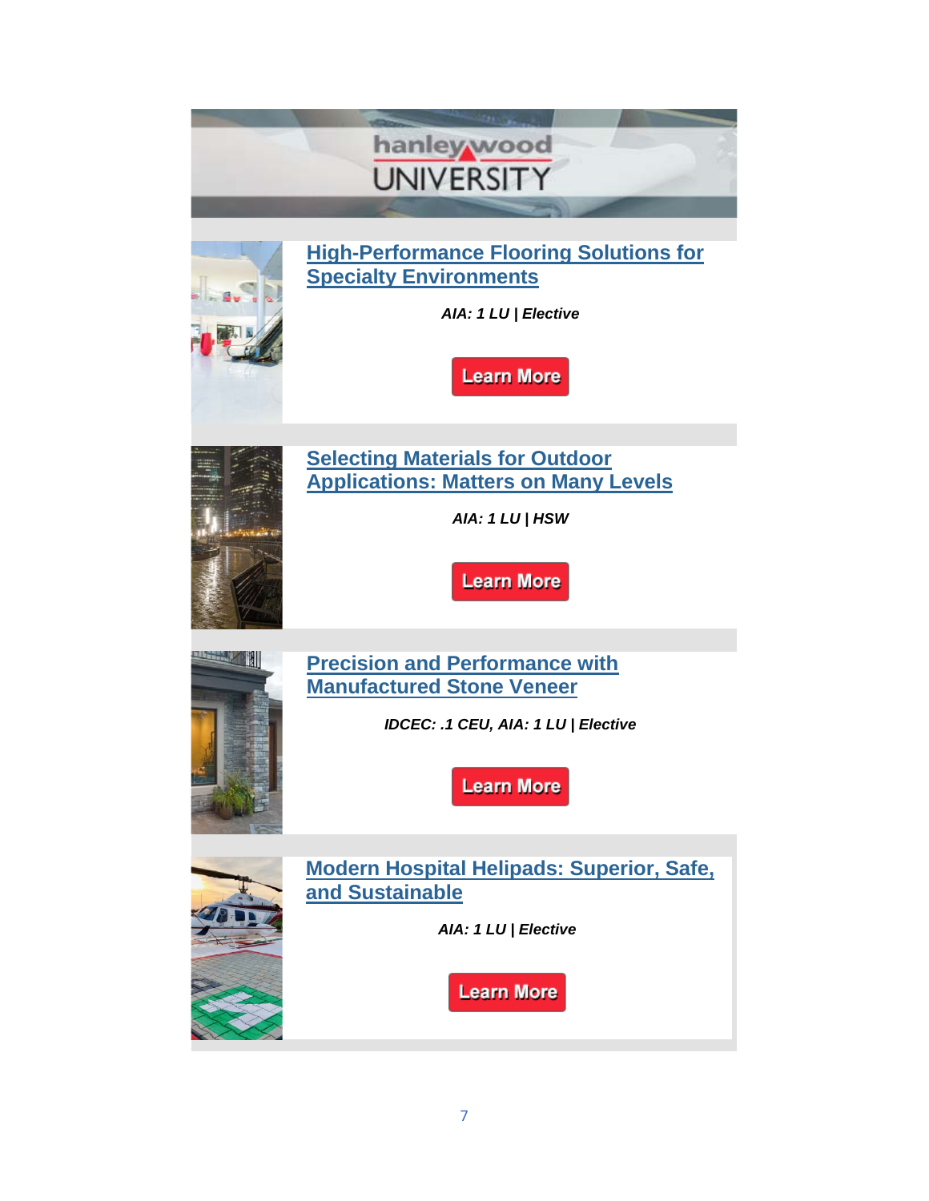hanley wood
UNIVERSITY

## High-Performance Flooring Solutions for Specialty Environments

***AIA: 1 LU | Elective***

Learn More

## Selecting Materials for Outdoor Applications: Matters on Many Levels

***AIA: 1 LU | HSW***

Learn More

## Precision and Performance with Manufactured Stone Veneer

***IDCEC: .1 CEU, AIA: 1 LU | Elective***

Learn More

## Modern Hospital Helipads: Superior, Safe, and Sustainable

***AIA: 1 LU | Elective***

Learn More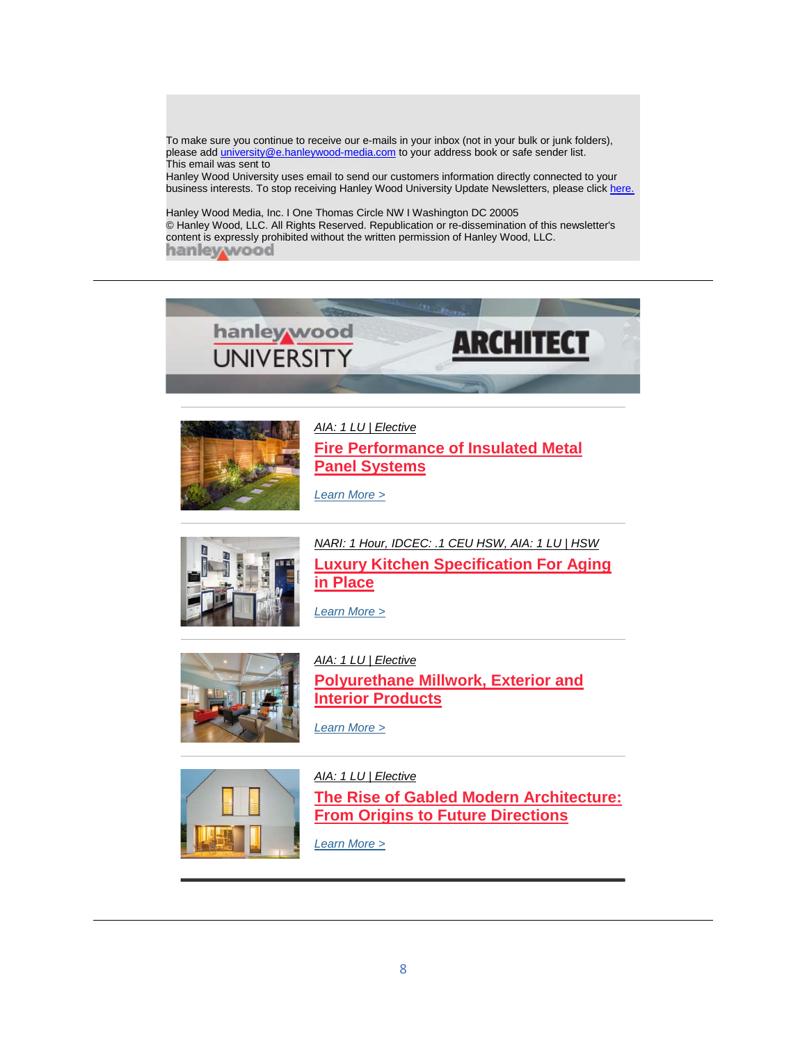To make sure you continue to receive our e-mails in your inbox (not in your bulk or junk folders), please add university@e.hanleywood-media.com to your address book or safe sender list.
This email was sent to
Hanley Wood University uses email to send our customers information directly connected to your business interests. To stop receiving Hanley Wood University Update Newsletters, please click here.

Hanley Wood Media, Inc. I One Thomas Circle NW I Washington DC 20005
© Hanley Wood, LLC. All Rights Reserved. Republication or re-dissemination of this newsletter's content is expressly prohibited without the written permission of Hanley Wood, LLC.

---

hanley wood UNIVERSITY — ARCHITECT

*AIA: 1 LU | Elective*

**Fire Performance of Insulated Metal Panel Systems**

*Learn More >*

*NARI: 1 Hour, IDCEC: .1 CEU HSW, AIA: 1 LU | HSW*

**Luxury Kitchen Specification For Aging in Place**

*Learn More >*

*AIA: 1 LU | Elective*

**Polyurethane Millwork, Exterior and Interior Products**

*Learn More >*

*AIA: 1 LU | Elective*

**The Rise of Gabled Modern Architecture: From Origins to Future Directions**

*Learn More >*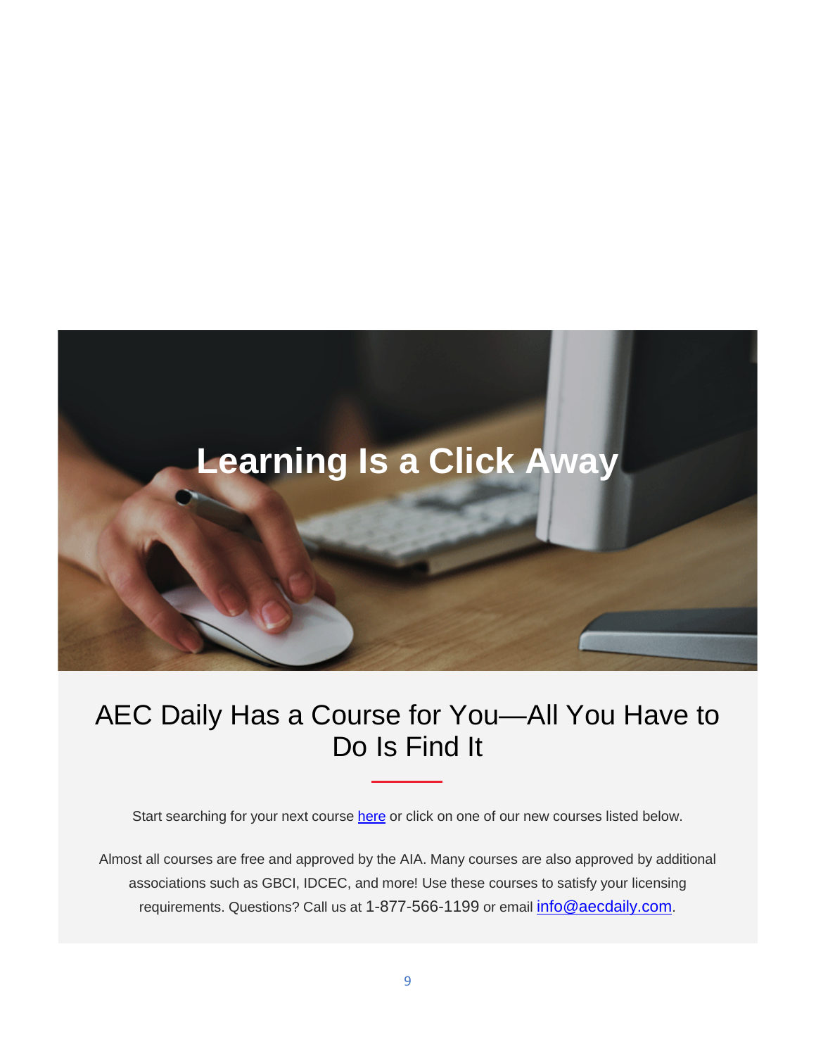# Learning Is a Click Away

## AEC Daily Has a Course for You—All You Have to Do Is Find It

Start searching for your next course here or click on one of our new courses listed below.

Almost all courses are free and approved by the AIA. Many courses are also approved by additional associations such as GBCI, IDCEC, and more! Use these courses to satisfy your licensing requirements. Questions? Call us at 1-877-566-1199 or email info@aecdaily.com.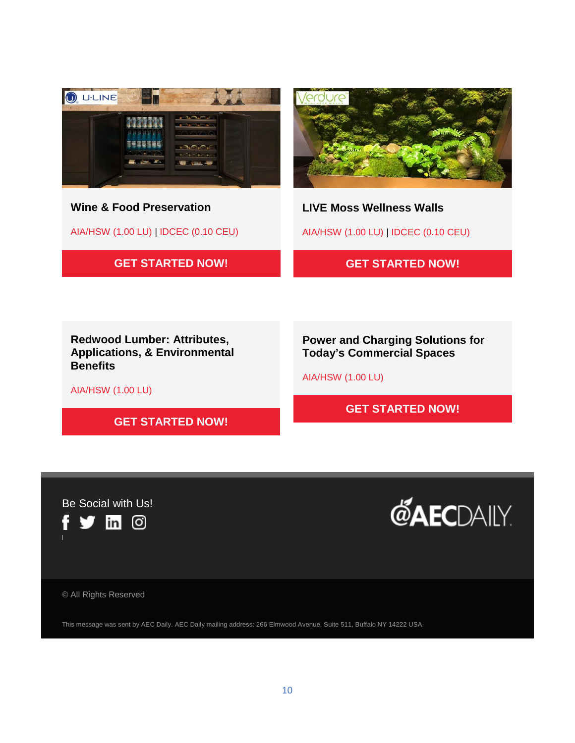### Wine & Food Preservation

AIA/HSW (1.00 LU) | IDCEC (0.10 CEU)

**GET STARTED NOW!**

### LIVE Moss Wellness Walls

AIA/HSW (1.00 LU) | IDCEC (0.10 CEU)

**GET STARTED NOW!**

### Redwood Lumber: Attributes, Applications, & Environmental Benefits

AIA/HSW (1.00 LU)

**GET STARTED NOW!**

### Power and Charging Solutions for Today's Commercial Spaces

AIA/HSW (1.00 LU)

**GET STARTED NOW!**

Be Social with Us!

© All Rights Reserved

This message was sent by AEC Daily. AEC Daily mailing address: 266 Elmwood Avenue, Suite 511, Buffalo NY 14222 USA.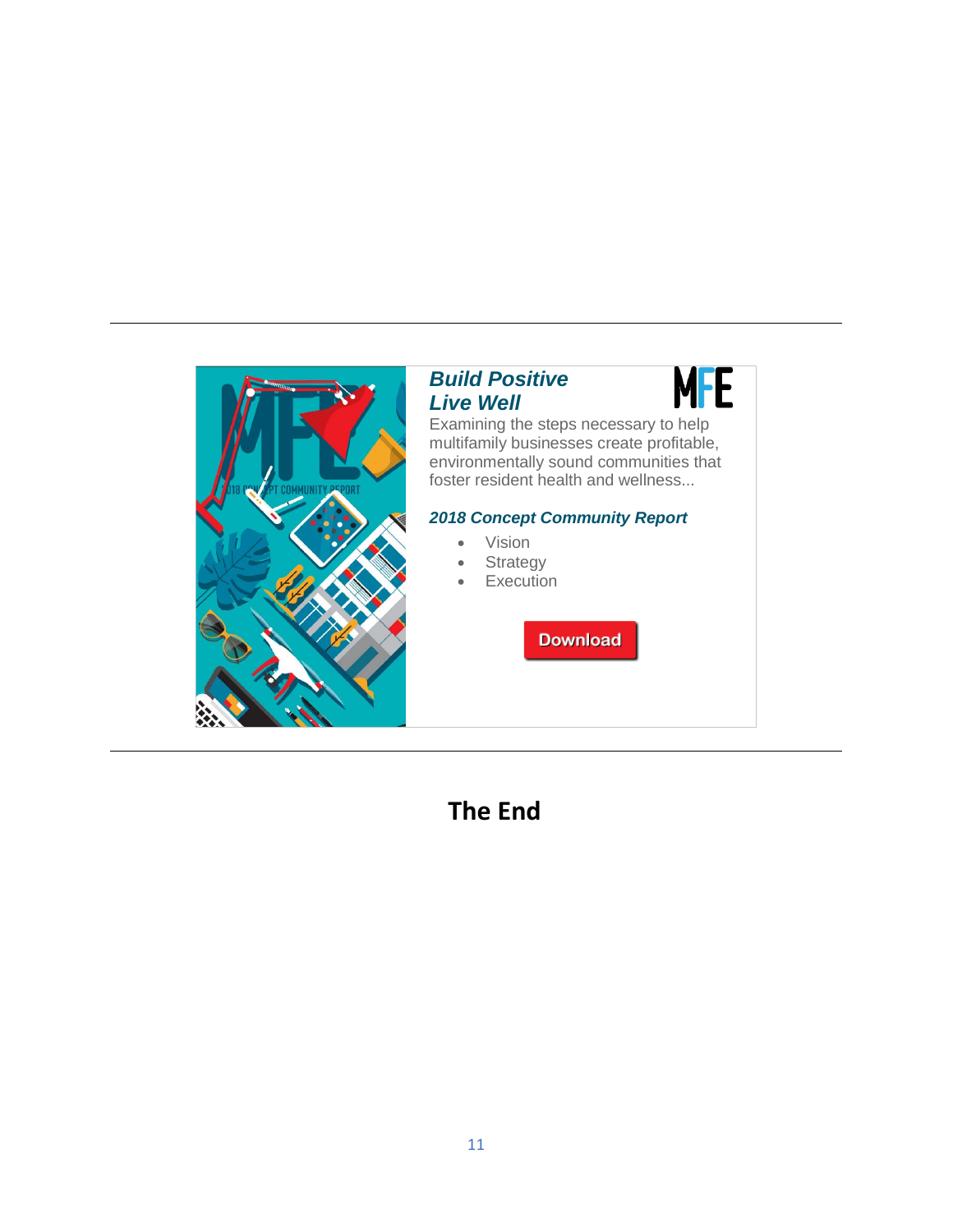---

***Build Positive***
***Live Well***

Examining the steps necessary to help multifamily businesses create profitable, environmentally sound communities that foster resident health and wellness...

***2018 Concept Community Report***

- Vision
- Strategy
- Execution

Download

---

## The End